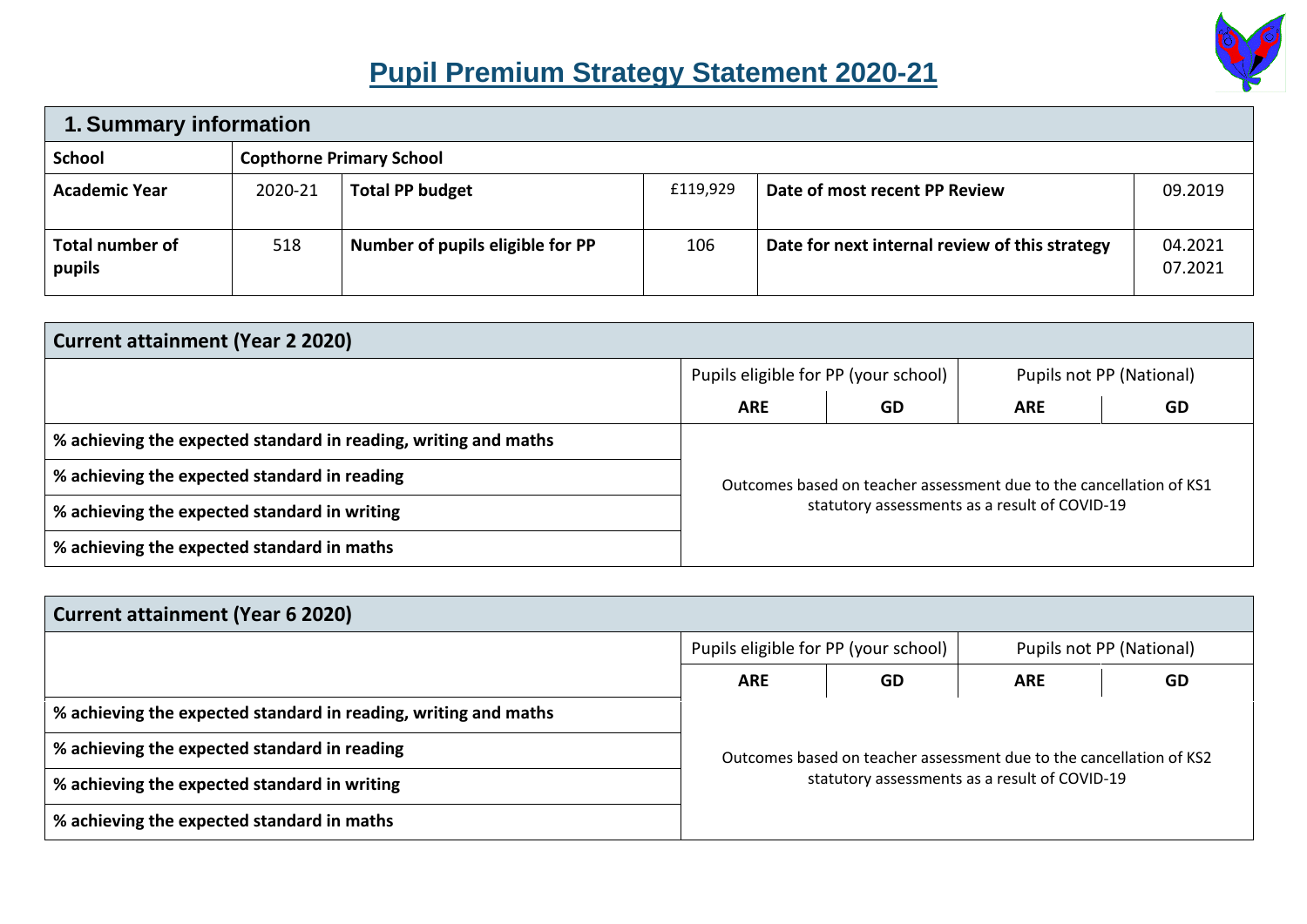# Pupil Premium Strategy Statement 2020-21

| 1. Summary information | | | | | |
|---|---|---|---|---|---|
| **School** | **Copthorne Primary School** | | | | |
| **Academic Year** | 2020-21 | **Total PP budget** | £119,929 | **Date of most recent PP Review** | 09.2019 |
| **Total number of pupils** | 518 | **Number of pupils eligible for PP** | 106 | **Date for next internal review of this strategy** | 04.2021<br>07.2021 |

| **Current attainment (Year 2 2020)** | | | | |
|---|---|---|---|---|
| | Pupils eligible for PP (your school) | | Pupils not PP (National) | |
| | **ARE** | **GD** | **ARE** | **GD** |
| **% achieving the expected standard in reading, writing and maths** | Outcomes based on teacher assessment due to the cancellation of KS1 statutory assessments as a result of COVID-19 | | | |
| **% achieving the expected standard in reading** | | | | |
| **% achieving the expected standard in writing** | | | | |
| **% achieving the expected standard in maths** | | | | |

| **Current attainment (Year 6 2020)** | | | | |
|---|---|---|---|---|
| | Pupils eligible for PP (your school) | | Pupils not PP (National) | |
| | **ARE** | **GD** | **ARE** | **GD** |
| **% achieving the expected standard in reading, writing and maths** | Outcomes based on teacher assessment due to the cancellation of KS2 statutory assessments as a result of COVID-19 | | | |
| **% achieving the expected standard in reading** | | | | |
| **% achieving the expected standard in writing** | | | | |
| **% achieving the expected standard in maths** | | | | |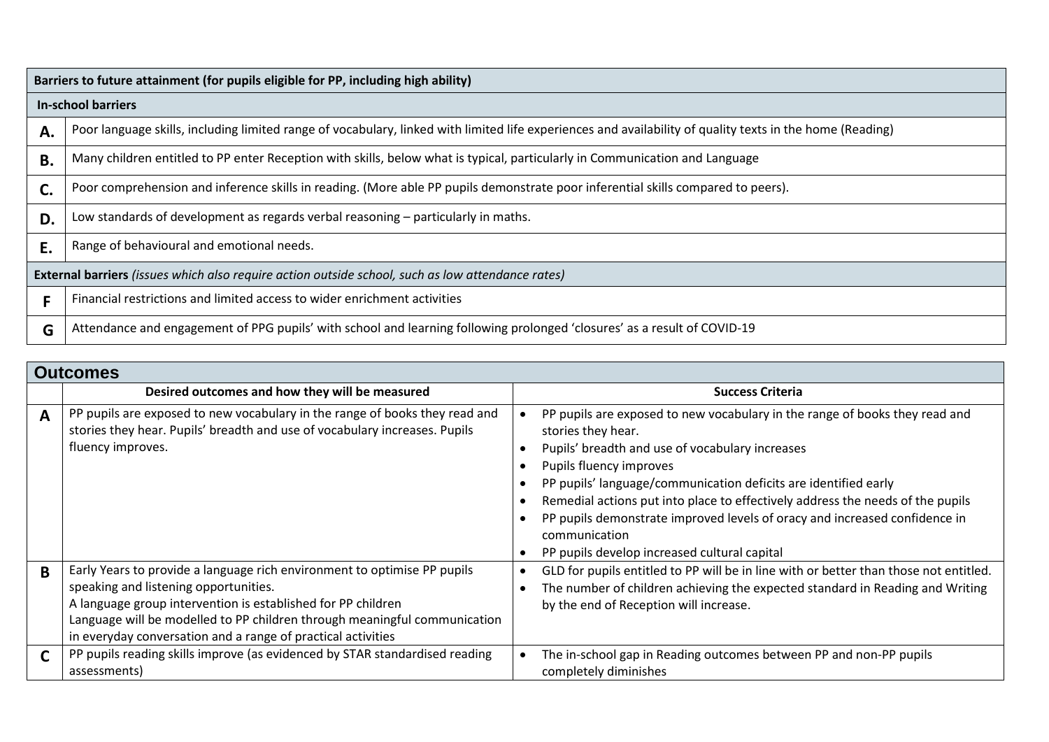| Barriers to future attainment (for pupils eligible for PP, including high ability) | |
|---|---|
| **In-school barriers** | |
| **A.** | Poor language skills, including limited range of vocabulary, linked with limited life experiences and availability of quality texts in the home (Reading) |
| **B.** | Many children entitled to PP enter Reception with skills, below what is typical, particularly in Communication and Language |
| **C.** | Poor comprehension and inference skills in reading. (More able PP pupils demonstrate poor inferential skills compared to peers). |
| **D.** | Low standards of development as regards verbal reasoning – particularly in maths. |
| **E.** | Range of behavioural and emotional needs. |
| **External barriers** *(issues which also require action outside school, such as low attendance rates)* | |
| **F** | Financial restrictions and limited access to wider enrichment activities |
| **G** | Attendance and engagement of PPG pupils' with school and learning following prolonged 'closures' as a result of COVID-19 |

## Outcomes

| | Desired outcomes and how they will be measured | Success Criteria |
|---|---|---|
| **A** | PP pupils are exposed to new vocabulary in the range of books they read and stories they hear. Pupils' breadth and use of vocabulary increases. Pupils fluency improves. | • PP pupils are exposed to new vocabulary in the range of books they read and stories they hear.<br>• Pupils' breadth and use of vocabulary increases<br>• Pupils fluency improves<br>• PP pupils' language/communication deficits are identified early<br>• Remedial actions put into place to effectively address the needs of the pupils<br>• PP pupils demonstrate improved levels of oracy and increased confidence in communication<br>• PP pupils develop increased cultural capital |
| **B** | Early Years to provide a language rich environment to optimise PP pupils speaking and listening opportunities.<br>A language group intervention is established for PP children<br>Language will be modelled to PP children through meaningful communication in everyday conversation and a range of practical activities | • GLD for pupils entitled to PP will be in line with or better than those not entitled.<br>• The number of children achieving the expected standard in Reading and Writing by the end of Reception will increase. |
| **C** | PP pupils reading skills improve (as evidenced by STAR standardised reading assessments) | • The in-school gap in Reading outcomes between PP and non-PP pupils completely diminishes |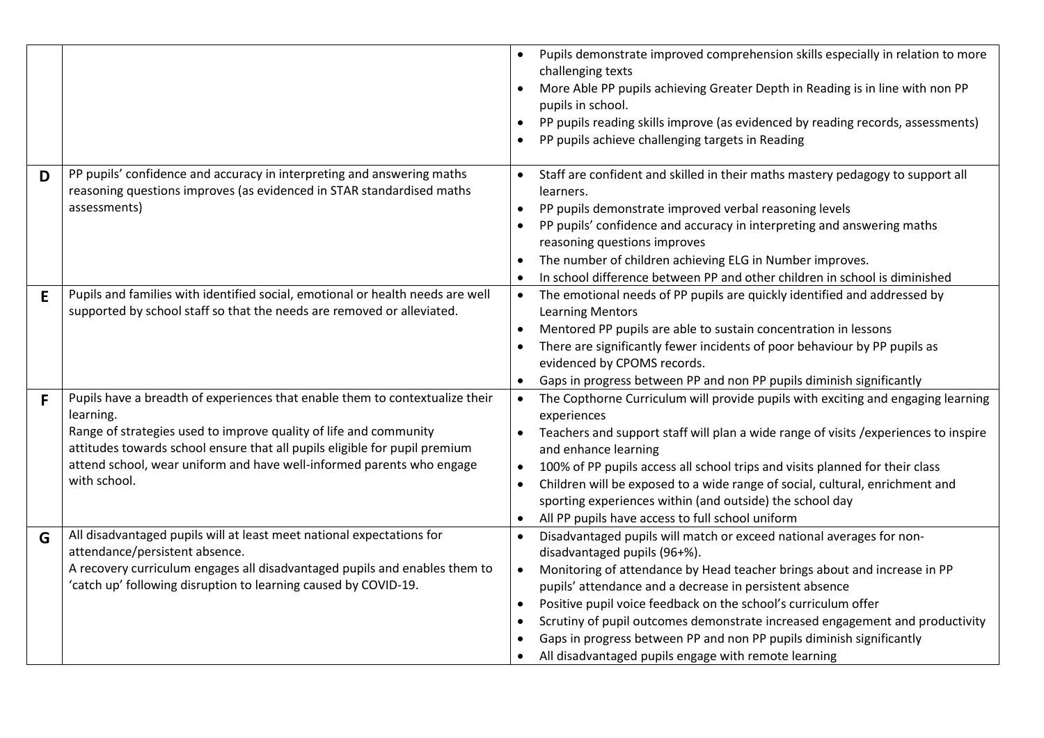| | | |
|---|---|---|
| | | • Pupils demonstrate improved comprehension skills especially in relation to more challenging texts<br>• More Able PP pupils achieving Greater Depth in Reading is in line with non PP pupils in school.<br>• PP pupils reading skills improve (as evidenced by reading records, assessments)<br>• PP pupils achieve challenging targets in Reading |
| D | PP pupils' confidence and accuracy in interpreting and answering maths reasoning questions improves (as evidenced in STAR standardised maths assessments) | • Staff are confident and skilled in their maths mastery pedagogy to support all learners.<br>• PP pupils demonstrate improved verbal reasoning levels<br>• PP pupils' confidence and accuracy in interpreting and answering maths reasoning questions improves<br>• The number of children achieving ELG in Number improves.<br>• In school difference between PP and other children in school is diminished |
| E | Pupils and families with identified social, emotional or health needs are well supported by school staff so that the needs are removed or alleviated. | • The emotional needs of PP pupils are quickly identified and addressed by Learning Mentors<br>• Mentored PP pupils are able to sustain concentration in lessons<br>• There are significantly fewer incidents of poor behaviour by PP pupils as evidenced by CPOMS records.<br>• Gaps in progress between PP and non PP pupils diminish significantly |
| F | Pupils have a breadth of experiences that enable them to contextualize their learning.<br>Range of strategies used to improve quality of life and community attitudes towards school ensure that all pupils eligible for pupil premium attend school, wear uniform and have well-informed parents who engage with school. | • The Copthorne Curriculum will provide pupils with exciting and engaging learning experiences<br>• Teachers and support staff will plan a wide range of visits /experiences to inspire and enhance learning<br>• 100% of PP pupils access all school trips and visits planned for their class<br>• Children will be exposed to a wide range of social, cultural, enrichment and sporting experiences within (and outside) the school day<br>• All PP pupils have access to full school uniform |
| G | All disadvantaged pupils will at least meet national expectations for attendance/persistent absence.<br>A recovery curriculum engages all disadvantaged pupils and enables them to 'catch up' following disruption to learning caused by COVID-19. | • Disadvantaged pupils will match or exceed national averages for non-disadvantaged pupils (96+%).<br>• Monitoring of attendance by Head teacher brings about and increase in PP pupils' attendance and a decrease in persistent absence<br>• Positive pupil voice feedback on the school's curriculum offer<br>• Scrutiny of pupil outcomes demonstrate increased engagement and productivity<br>• Gaps in progress between PP and non PP pupils diminish significantly<br>• All disadvantaged pupils engage with remote learning |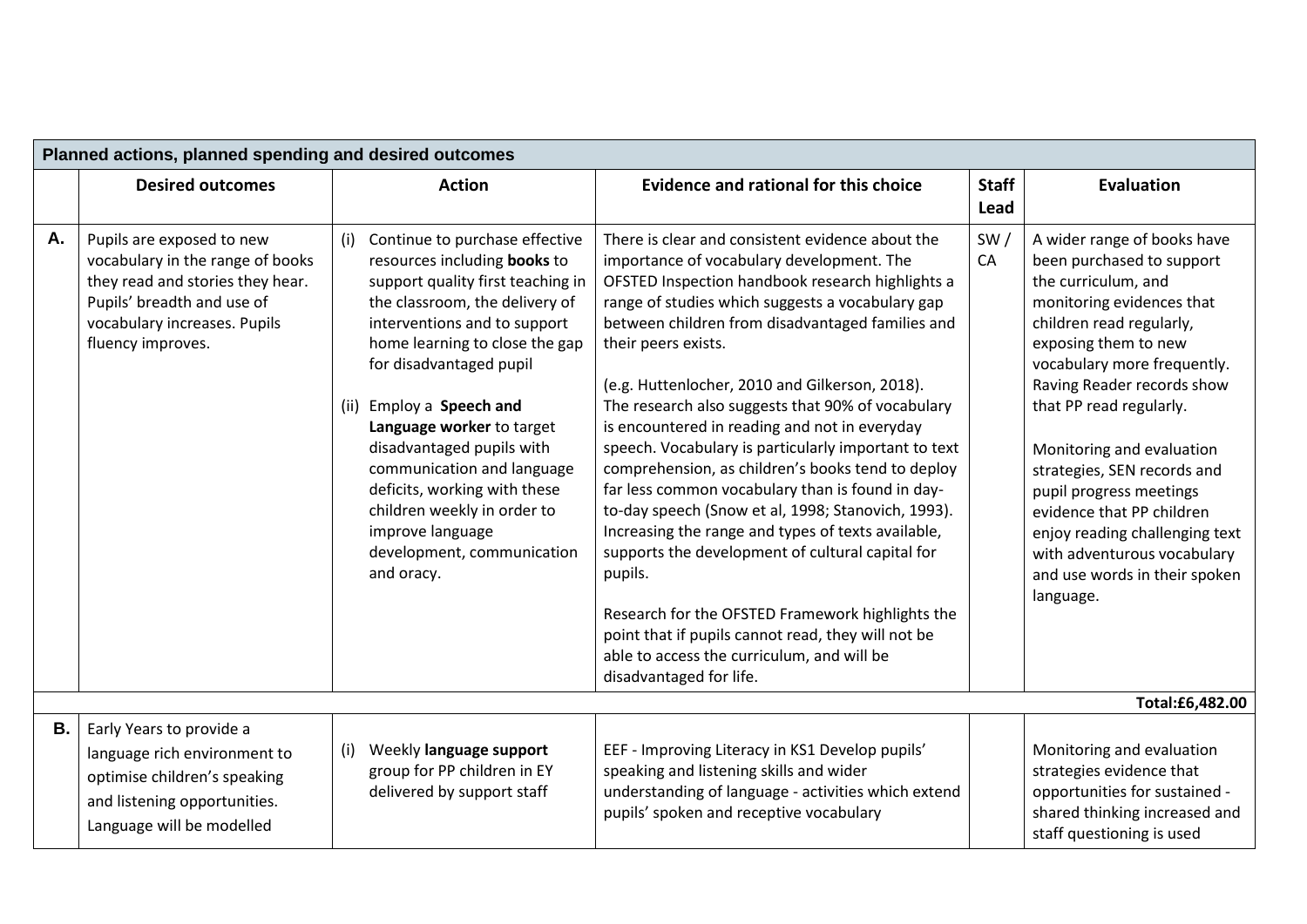| Planned actions, planned spending and desired outcomes | | | | | |
|---|---|---|---|---|---|
| | **Desired outcomes** | **Action** | **Evidence and rational for this choice** | **Staff Lead** | **Evaluation** |
| **A.** | Pupils are exposed to new vocabulary in the range of books they read and stories they hear. Pupils' breadth and use of vocabulary increases. Pupils fluency improves. | (i) Continue to purchase effective resources including **books** to support quality first teaching in the classroom, the delivery of interventions and to support home learning to close the gap for disadvantaged pupil<br><br>(ii) Employ a **Speech and Language worker** to target disadvantaged pupils with communication and language deficits, working with these children weekly in order to improve language development, communication and oracy. | There is clear and consistent evidence about the importance of vocabulary development. The OFSTED Inspection handbook research highlights a range of studies which suggests a vocabulary gap between children from disadvantaged families and their peers exists.<br><br>(e.g. Huttenlocher, 2010 and Gilkerson, 2018). The research also suggests that 90% of vocabulary is encountered in reading and not in everyday speech. Vocabulary is particularly important to text comprehension, as children's books tend to deploy far less common vocabulary than is found in day-to-day speech (Snow et al, 1998; Stanovich, 1993). Increasing the range and types of texts available, supports the development of cultural capital for pupils.<br><br>Research for the OFSTED Framework highlights the point that if pupils cannot read, they will not be able to access the curriculum, and will be disadvantaged for life. | SW / CA | A wider range of books have been purchased to support the curriculum, and monitoring evidences that children read regularly, exposing them to new vocabulary more frequently. Raving Reader records show that PP read regularly.<br><br>Monitoring and evaluation strategies, SEN records and pupil progress meetings evidence that PP children enjoy reading challenging text with adventurous vocabulary and use words in their spoken language. |
| | | | | | **Total:£6,482.00** |
| **B.** | Early Years to provide a language rich environment to optimise children's speaking and listening opportunities. Language will be modelled | (i) Weekly **language support** group for PP children in EY delivered by support staff | EEF - Improving Literacy in KS1 Develop pupils' speaking and listening skills and wider understanding of language - activities which extend pupils' spoken and receptive vocabulary | | Monitoring and evaluation strategies evidence that opportunities for sustained - shared thinking increased and staff questioning is used |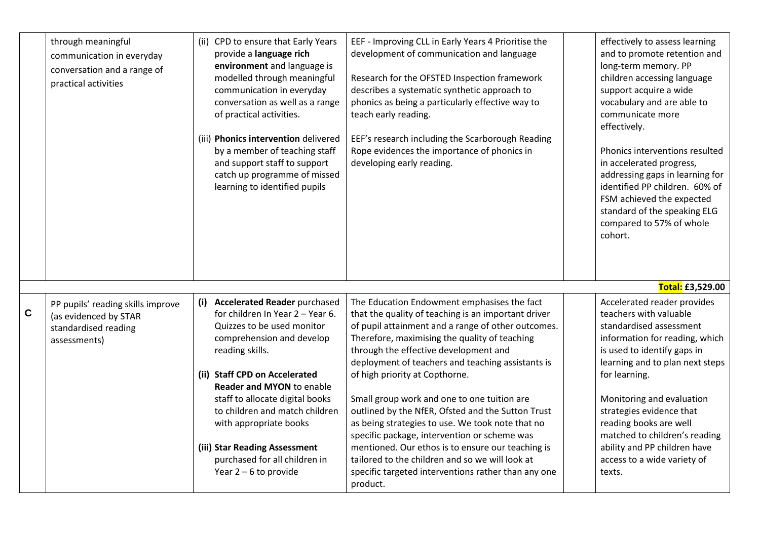| | | | | | |
|---|---|---|---|---|---|
| | through meaningful communication in everyday conversation and a range of practical activities | (ii) CPD to ensure that Early Years provide a **language rich environment** and language is modelled through meaningful communication in everyday conversation as well as a range of practical activities.<br><br>(iii) **Phonics intervention** delivered by a member of teaching staff and support staff to support catch up programme of missed learning to identified pupils | EEF - Improving CLL in Early Years 4 Prioritise the development of communication and language<br><br>Research for the OFSTED Inspection framework describes a systematic synthetic approach to phonics as being a particularly effective way to teach early reading.<br><br>EEF's research including the Scarborough Reading Rope evidences the importance of phonics in developing early reading. | | effectively to assess learning and to promote retention and long-term memory. PP children accessing language support acquire a wide vocabulary and are able to communicate more effectively.<br><br>Phonics interventions resulted in accelerated progress, addressing gaps in learning for identified PP children. 60% of FSM achieved the expected standard of the speaking ELG compared to 57% of whole cohort. |
| | | | | | **Total: £3,529.00** |
| **C** | PP pupils' reading skills improve (as evidenced by STAR standardised reading assessments) | (i) **Accelerated Reader** purchased for children In Year 2 – Year 6. Quizzes to be used monitor comprehension and develop reading skills.<br><br>(ii) **Staff CPD on Accelerated Reader and MYON** to enable staff to allocate digital books to children and match children with appropriate books<br><br>(iii) **Star Reading Assessment** purchased for all children in Year 2 – 6 to provide | The Education Endowment emphasises the fact that the quality of teaching is an important driver of pupil attainment and a range of other outcomes. Therefore, maximising the quality of teaching through the effective development and deployment of teachers and teaching assistants is of high priority at Copthorne.<br><br>Small group work and one to one tuition are outlined by the NfER, Ofsted and the Sutton Trust as being strategies to use. We took note that no specific package, intervention or scheme was mentioned. Our ethos is to ensure our teaching is tailored to the children and so we will look at specific targeted interventions rather than any one product. | | Accelerated reader provides teachers with valuable standardised assessment information for reading, which is used to identify gaps in learning and to plan next steps for learning.<br><br>Monitoring and evaluation strategies evidence that reading books are well matched to children's reading ability and PP children have access to a wide variety of texts. |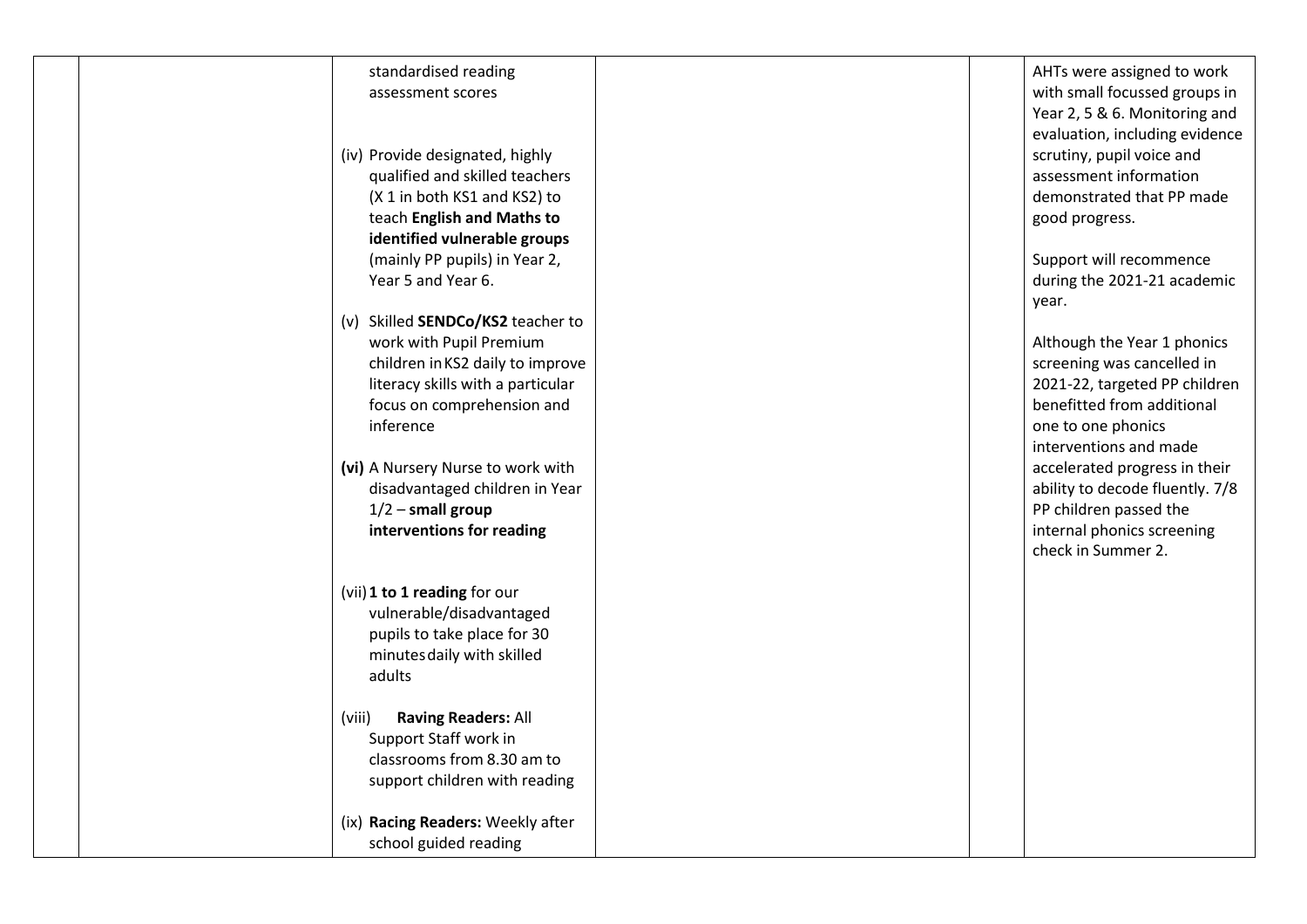| | | | | | |
|---|---|---|---|---|---|
| | | standardised reading assessment scores<br><br>(iv) Provide designated, highly qualified and skilled teachers (X 1 in both KS1 and KS2) to teach **English and Maths to identified vulnerable groups** (mainly PP pupils) in Year 2, Year 5 and Year 6.<br><br>(v) Skilled **SENDCo/KS2** teacher to work with Pupil Premium children in KS2 daily to improve literacy skills with a particular focus on comprehension and inference<br><br>**(vi)** A Nursery Nurse to work with disadvantaged children in Year 1/2 – **small group interventions for reading**<br><br>(vii) **1 to 1 reading** for our vulnerable/disadvantaged pupils to take place for 30 minutes daily with skilled adults<br><br>(viii) **Raving Readers:** All Support Staff work in classrooms from 8.30 am to support children with reading<br><br>(ix) **Racing Readers:** Weekly after school guided reading | | | AHTs were assigned to work with small focussed groups in Year 2, 5 & 6. Monitoring and evaluation, including evidence scrutiny, pupil voice and assessment information demonstrated that PP made good progress.<br><br>Support will recommence during the 2021-21 academic year.<br><br>Although the Year 1 phonics screening was cancelled in 2021-22, targeted PP children benefitted from additional one to one phonics interventions and made accelerated progress in their ability to decode fluently. 7/8 PP children passed the internal phonics screening check in Summer 2. |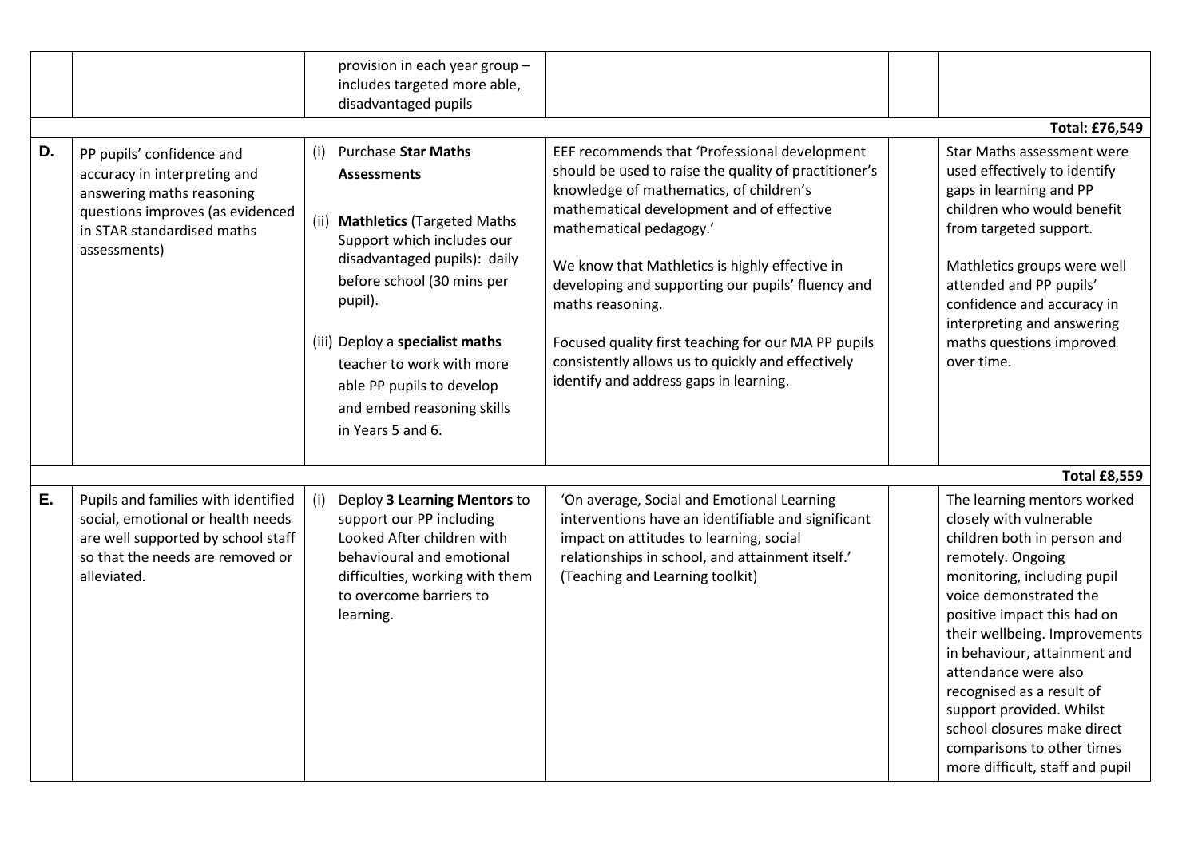| | | | | | |
|---|---|---|---|---|---|
| | | provision in each year group – includes targeted more able, disadvantaged pupils | | | |
| | | | | | **Total: £76,549** |
| **D.** | PP pupils' confidence and accuracy in interpreting and answering maths reasoning questions improves (as evidenced in STAR standardised maths assessments) | (i) Purchase **Star Maths Assessments**<br><br>(ii) **Mathletics** (Targeted Maths Support which includes our disadvantaged pupils): daily before school (30 mins per pupil).<br><br>(iii) Deploy a **specialist maths** teacher to work with more able PP pupils to develop and embed reasoning skills in Years 5 and 6. | EEF recommends that 'Professional development should be used to raise the quality of practitioner's knowledge of mathematics, of children's mathematical development and of effective mathematical pedagogy.'<br><br>We know that Mathletics is highly effective in developing and supporting our pupils' fluency and maths reasoning.<br><br>Focused quality first teaching for our MA PP pupils consistently allows us to quickly and effectively identify and address gaps in learning. | | Star Maths assessment were used effectively to identify gaps in learning and PP children who would benefit from targeted support.<br><br>Mathletics groups were well attended and PP pupils' confidence and accuracy in interpreting and answering maths questions improved over time. |
| | | | | | **Total £8,559** |
| **E.** | Pupils and families with identified social, emotional or health needs are well supported by school staff so that the needs are removed or alleviated. | (i) Deploy **3 Learning Mentors** to support our PP including Looked After children with behavioural and emotional difficulties, working with them to overcome barriers to learning. | 'On average, Social and Emotional Learning interventions have an identifiable and significant impact on attitudes to learning, social relationships in school, and attainment itself.' (Teaching and Learning toolkit) | | The learning mentors worked closely with vulnerable children both in person and remotely. Ongoing monitoring, including pupil voice demonstrated the positive impact this had on their wellbeing. Improvements in behaviour, attainment and attendance were also recognised as a result of support provided. Whilst school closures make direct comparisons to other times more difficult, staff and pupil |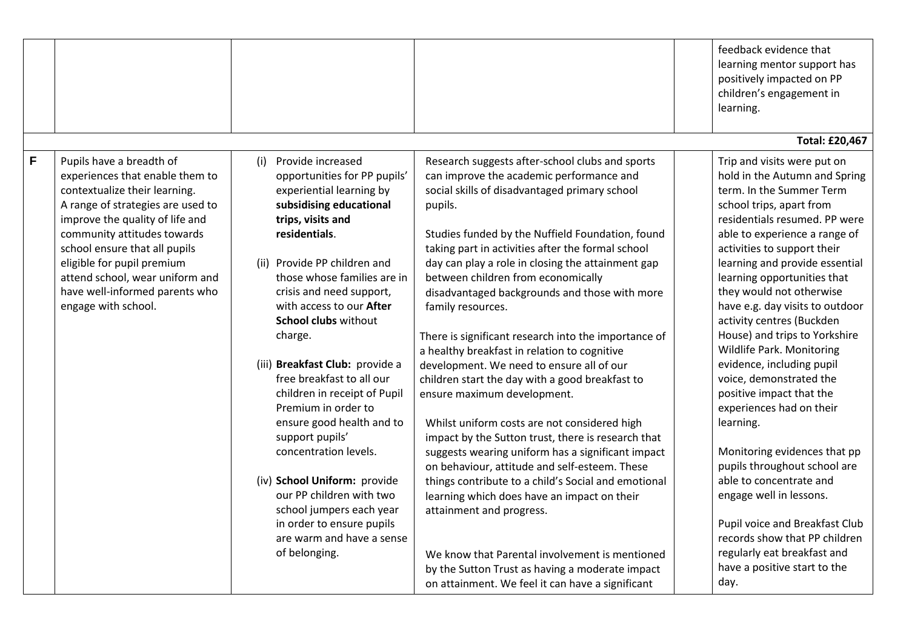| | | | | | |
|---|---|---|---|---|---|
| | | | | | feedback evidence that learning mentor support has positively impacted on PP children's engagement in learning. |
| | | | | | **Total: £20,467** |
| **F** | Pupils have a breadth of experiences that enable them to contextualize their learning. A range of strategies are used to improve the quality of life and community attitudes towards school ensure that all pupils eligible for pupil premium attend school, wear uniform and have well-informed parents who engage with school. | (i) Provide increased opportunities for PP pupils' experiential learning by **subsidising educational trips, visits and residentials**.<br><br>(ii) Provide PP children and those whose families are in crisis and need support, with access to our **After School clubs** without charge.<br><br>(iii) **Breakfast Club:** provide a free breakfast to all our children in receipt of Pupil Premium in order to ensure good health and to support pupils' concentration levels.<br><br>(iv) **School Uniform:** provide our PP children with two school jumpers each year in order to ensure pupils are warm and have a sense of belonging. | Research suggests after-school clubs and sports can improve the academic performance and social skills of disadvantaged primary school pupils.<br><br>Studies funded by the Nuffield Foundation, found taking part in activities after the formal school day can play a role in closing the attainment gap between children from economically disadvantaged backgrounds and those with more family resources.<br><br>There is significant research into the importance of a healthy breakfast in relation to cognitive development. We need to ensure all of our children start the day with a good breakfast to ensure maximum development.<br><br>Whilst uniform costs are not considered high impact by the Sutton trust, there is research that suggests wearing uniform has a significant impact on behaviour, attitude and self-esteem. These things contribute to a child's Social and emotional learning which does have an impact on their attainment and progress.<br><br>We know that Parental involvement is mentioned by the Sutton Trust as having a moderate impact on attainment. We feel it can have a significant | | Trip and visits were put on hold in the Autumn and Spring term. In the Summer Term school trips, apart from residentials resumed. PP were able to experience a range of activities to support their learning and provide essential learning opportunities that they would not otherwise have e.g. day visits to outdoor activity centres (Buckden House) and trips to Yorkshire Wildlife Park. Monitoring evidence, including pupil voice, demonstrated the positive impact that the experiences had on their learning.<br><br>Monitoring evidences that pp pupils throughout school are able to concentrate and engage well in lessons.<br><br>Pupil voice and Breakfast Club records show that PP children regularly eat breakfast and have a positive start to the day. |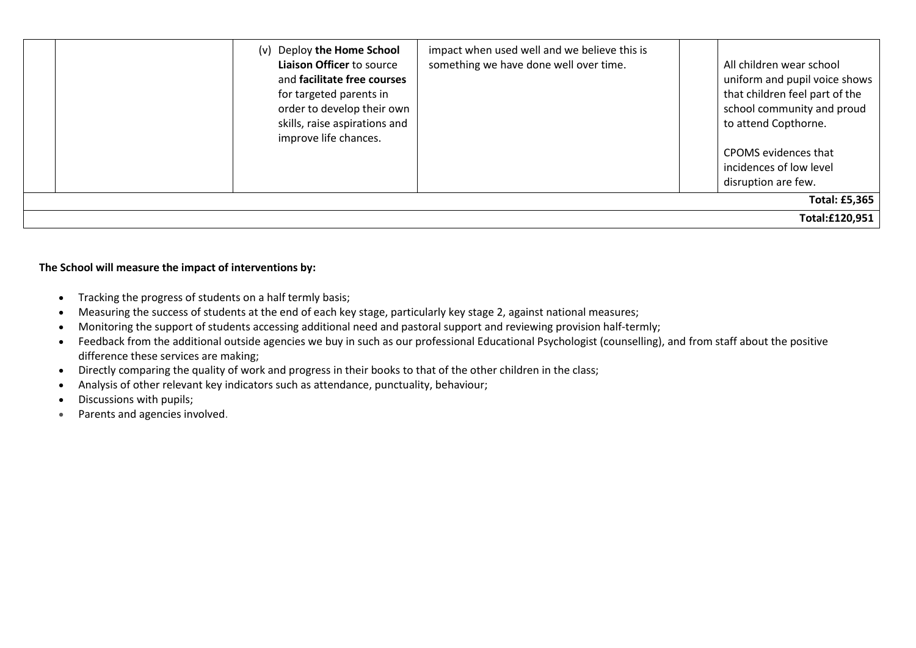| | | | | | |
|---|---|---|---|---|---|
| | | (v) Deploy **the Home School Liaison Officer** to source and **facilitate free courses** for targeted parents in order to develop their own skills, raise aspirations and improve life chances. | impact when used well and we believe this is something we have done well over time. | | All children wear school uniform and pupil voice shows that children feel part of the school community and proud to attend Copthorne.<br><br>CPOMS evidences that incidences of low level disruption are few. |
| | | | | | **Total: £5,365** |
| | | | | | **Total:£120,951** |

**The School will measure the impact of interventions by:**

- Tracking the progress of students on a half termly basis;
- Measuring the success of students at the end of each key stage, particularly key stage 2, against national measures;
- Monitoring the support of students accessing additional need and pastoral support and reviewing provision half-termly;
- Feedback from the additional outside agencies we buy in such as our professional Educational Psychologist (counselling), and from staff about the positive difference these services are making;
- Directly comparing the quality of work and progress in their books to that of the other children in the class;
- Analysis of other relevant key indicators such as attendance, punctuality, behaviour;
- Discussions with pupils;
- Parents and agencies involved.